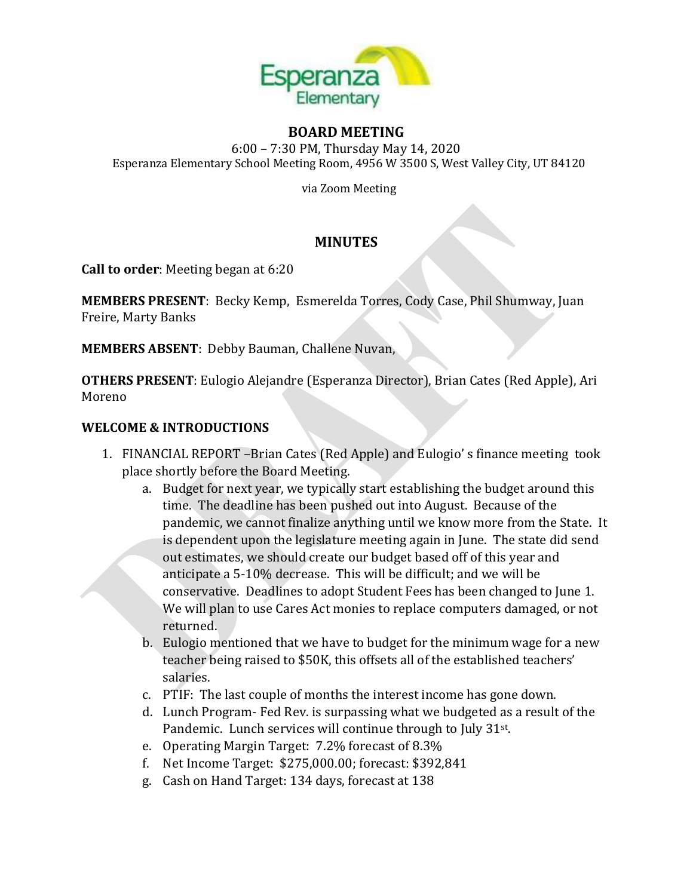Esperanza Elementary

# BOARD MEETING

6:00 – 7:30 PM, Thursday May 14, 2020
Esperanza Elementary School Meeting Room, 4956 W 3500 S, West Valley City, UT 84120

via Zoom Meeting

DRAFT

## MINUTES

**Call to order**: Meeting began at 6:20

**MEMBERS PRESENT**: Becky Kemp, Esmerelda Torres, Cody Case, Phil Shumway, Juan Freire, Marty Banks

**MEMBERS ABSENT**: Debby Bauman, Challene Nuvan,

**OTHERS PRESENT**: Eulogio Alejandre (Esperanza Director), Brian Cates (Red Apple), Ari Moreno

**WELCOME & INTRODUCTIONS**

1. FINANCIAL REPORT –Brian Cates (Red Apple) and Eulogio' s finance meeting took place shortly before the Board Meeting.
   a. Budget for next year, we typically start establishing the budget around this time. The deadline has been pushed out into August. Because of the pandemic, we cannot finalize anything until we know more from the State. It is dependent upon the legislature meeting again in June. The state did send out estimates, we should create our budget based off of this year and anticipate a 5-10% decrease. This will be difficult; and we will be conservative. Deadlines to adopt Student Fees has been changed to June 1. We will plan to use Cares Act monies to replace computers damaged, or not returned.
   b. Eulogio mentioned that we have to budget for the minimum wage for a new teacher being raised to $50K, this offsets all of the established teachers' salaries.
   c. PTIF: The last couple of months the interest income has gone down.
   d. Lunch Program- Fed Rev. is surpassing what we budgeted as a result of the Pandemic. Lunch services will continue through to July 31st.
   e. Operating Margin Target: 7.2% forecast of 8.3%
   f. Net Income Target: $275,000.00; forecast: $392,841
   g. Cash on Hand Target: 134 days, forecast at 138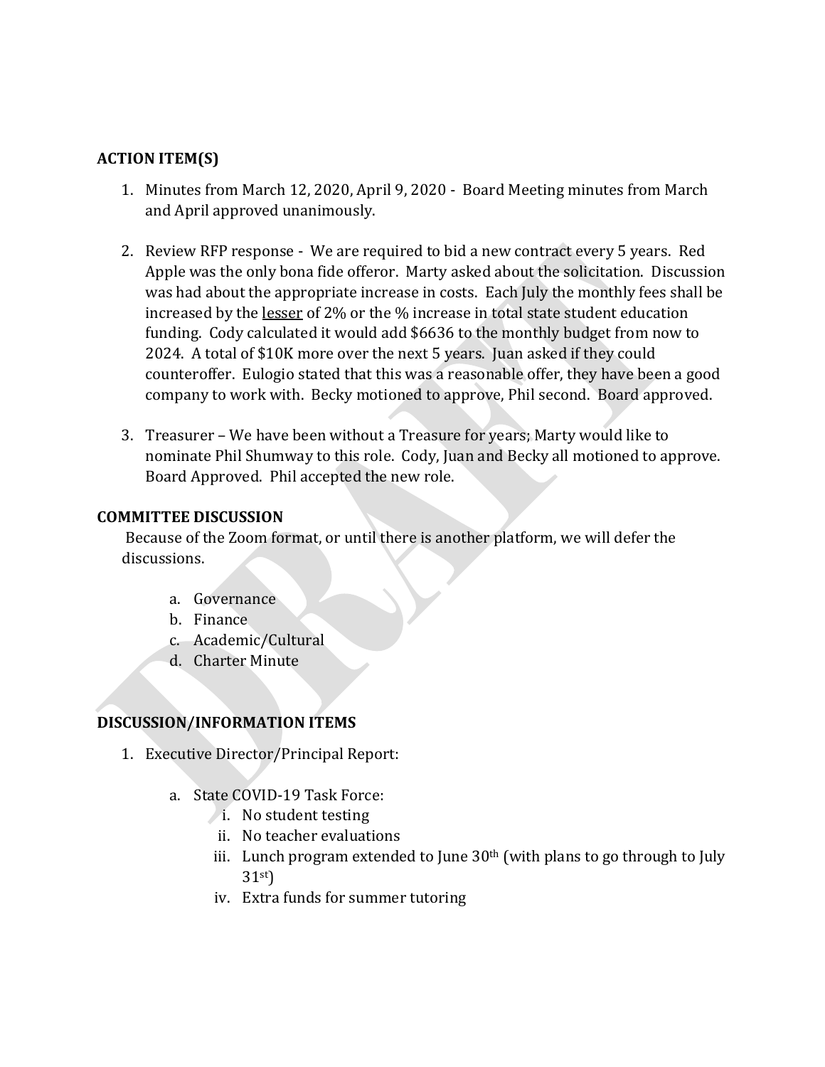## ACTION ITEM(S)

1. Minutes from March 12, 2020, April 9, 2020 - Board Meeting minutes from March and April approved unanimously.

2. Review RFP response - We are required to bid a new contract every 5 years. Red Apple was the only bona fide offeror. Marty asked about the solicitation. Discussion was had about the appropriate increase in costs. Each July the monthly fees shall be increased by the <u>lesser</u> of 2% or the % increase in total state student education funding. Cody calculated it would add $6636 to the monthly budget from now to 2024. A total of $10K more over the next 5 years. Juan asked if they could counteroffer. Eulogio stated that this was a reasonable offer, they have been a good company to work with. Becky motioned to approve, Phil second. Board approved.

3. Treasurer – We have been without a Treasure for years; Marty would like to nominate Phil Shumway to this role. Cody, Juan and Becky all motioned to approve. Board Approved. Phil accepted the new role.

## COMMITTEE DISCUSSION

Because of the Zoom format, or until there is another platform, we will defer the discussions.

a. Governance
b. Finance
c. Academic/Cultural
d. Charter Minute

## DISCUSSION/INFORMATION ITEMS

1. Executive Director/Principal Report:

   a. State COVID-19 Task Force:
      i. No student testing
      ii. No teacher evaluations
      iii. Lunch program extended to June 30th (with plans to go through to July 31st)
      iv. Extra funds for summer tutoring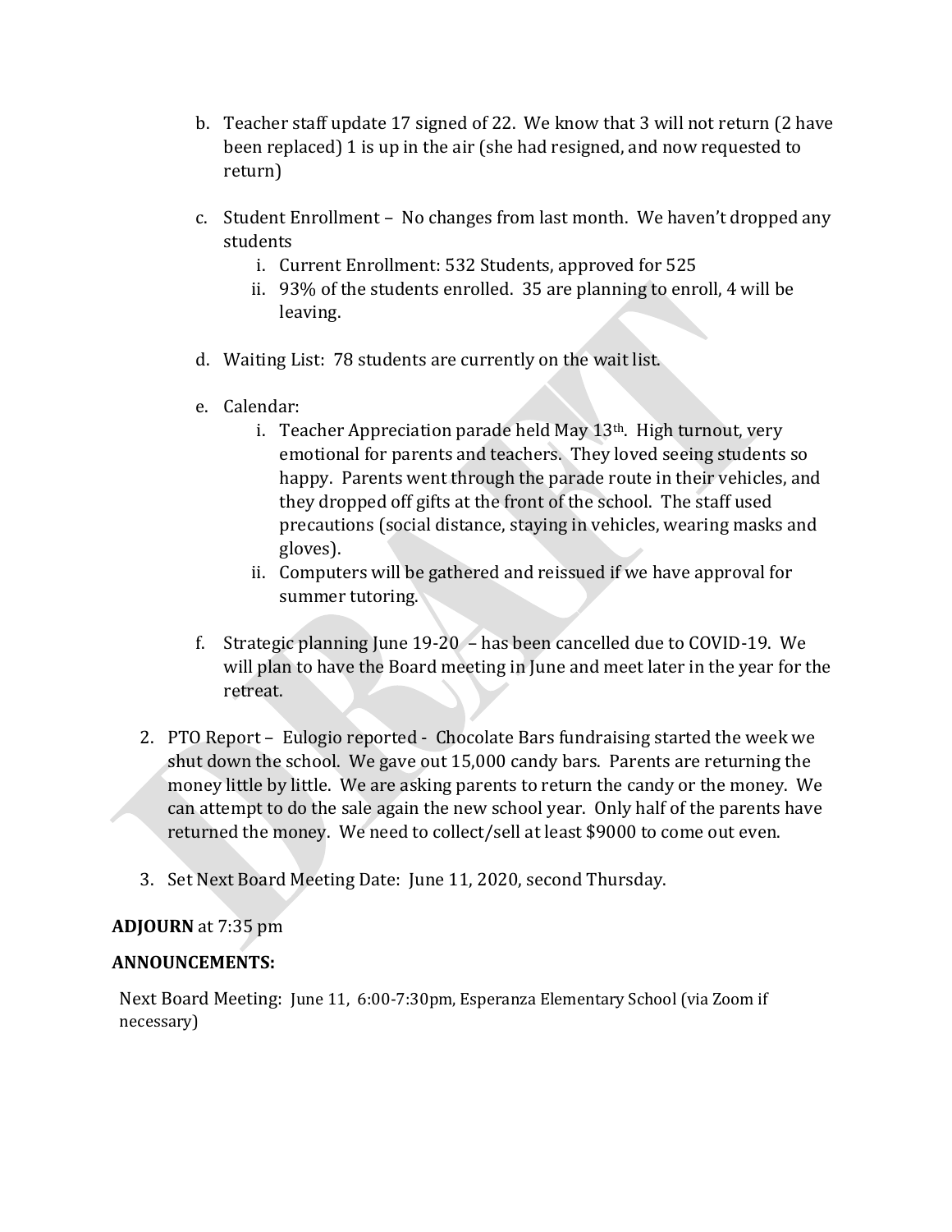b. Teacher staff update 17 signed of 22. We know that 3 will not return (2 have been replaced) 1 is up in the air (she had resigned, and now requested to return)

c. Student Enrollment – No changes from last month. We haven't dropped any students
   i. Current Enrollment: 532 Students, approved for 525
   ii. 93% of the students enrolled. 35 are planning to enroll, 4 will be leaving.

d. Waiting List: 78 students are currently on the wait list.

e. Calendar:
   i. Teacher Appreciation parade held May 13th. High turnout, very emotional for parents and teachers. They loved seeing students so happy. Parents went through the parade route in their vehicles, and they dropped off gifts at the front of the school. The staff used precautions (social distance, staying in vehicles, wearing masks and gloves).
   ii. Computers will be gathered and reissued if we have approval for summer tutoring.

f. Strategic planning June 19-20 – has been cancelled due to COVID-19. We will plan to have the Board meeting in June and meet later in the year for the retreat.

2. PTO Report – Eulogio reported - Chocolate Bars fundraising started the week we shut down the school. We gave out 15,000 candy bars. Parents are returning the money little by little. We are asking parents to return the candy or the money. We can attempt to do the sale again the new school year. Only half of the parents have returned the money. We need to collect/sell at least $9000 to come out even.

3. Set Next Board Meeting Date: June 11, 2020, second Thursday.

**ADJOURN** at 7:35 pm

**ANNOUNCEMENTS:**

Next Board Meeting: June 11, 6:00-7:30pm, Esperanza Elementary School (via Zoom if necessary)